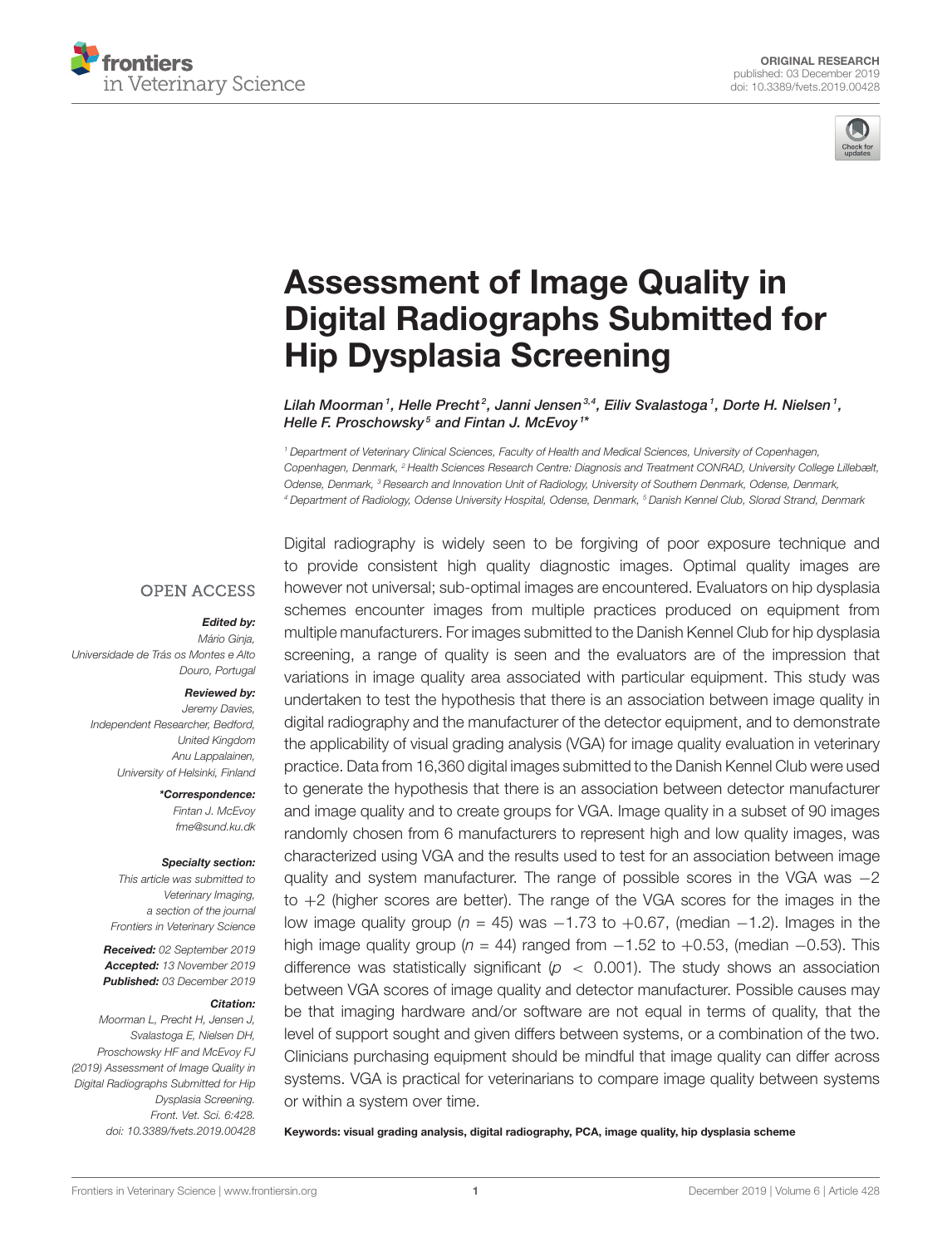ORIGINAL RESEARCH
published: 03 December 2019
doi: 10.3389/fvets.2019.00428

# Assessment of Image Quality in Digital Radiographs Submitted for Hip Dysplasia Screening

*Lilah Moorman[1], Helle Precht[2], Janni Jensen[3,4], Eiliv Svalastoga[1], Dorte H. Nielsen[1], Helle F. Proschowsky[5] and Fintan J. McEvoy[1]\**

[1] Department of Veterinary Clinical Sciences, Faculty of Health and Medical Sciences, University of Copenhagen, Copenhagen, Denmark, [2] Health Sciences Research Centre: Diagnosis and Treatment CONRAD, University College Lillebælt, Odense, Denmark, [3] Research and Innovation Unit of Radiology, University of Southern Denmark, Odense, Denmark, [4] Department of Radiology, Odense University Hospital, Odense, Denmark, [5] Danish Kennel Club, Slorød Strand, Denmark

OPEN ACCESS

***Edited by:***
Mário Ginja,
Universidade de Trás os Montes e Alto Douro, Portugal

***Reviewed by:***
Jeremy Davies,
Independent Researcher, Bedford, United Kingdom
Anu Lappalainen,
University of Helsinki, Finland

***\*Correspondence:***
Fintan J. McEvoy
fme@sund.ku.dk

***Specialty section:***
This article was submitted to Veterinary Imaging, a section of the journal Frontiers in Veterinary Science

***Received:*** 02 September 2019
***Accepted:*** 13 November 2019
***Published:*** 03 December 2019

***Citation:***
Moorman L, Precht H, Jensen J, Svalastoga E, Nielsen DH, Proschowsky HF and McEvoy FJ (2019) Assessment of Image Quality in Digital Radiographs Submitted for Hip Dysplasia Screening. Front. Vet. Sci. 6:428. doi: 10.3389/fvets.2019.00428

Digital radiography is widely seen to be forgiving of poor exposure technique and to provide consistent high quality diagnostic images. Optimal quality images are however not universal; sub-optimal images are encountered. Evaluators on hip dysplasia schemes encounter images from multiple practices produced on equipment from multiple manufacturers. For images submitted to the Danish Kennel Club for hip dysplasia screening, a range of quality is seen and the evaluators are of the impression that variations in image quality area associated with particular equipment. This study was undertaken to test the hypothesis that there is an association between image quality in digital radiography and the manufacturer of the detector equipment, and to demonstrate the applicability of visual grading analysis (VGA) for image quality evaluation in veterinary practice. Data from 16,360 digital images submitted to the Danish Kennel Club were used to generate the hypothesis that there is an association between detector manufacturer and image quality and to create groups for VGA. Image quality in a subset of 90 images randomly chosen from 6 manufacturers to represent high and low quality images, was characterized using VGA and the results used to test for an association between image quality and system manufacturer. The range of possible scores in the VGA was −2 to +2 (higher scores are better). The range of the VGA scores for the images in the low image quality group ($n = 45$) was −1.73 to +0.67, (median −1.2). Images in the high image quality group ($n = 44$) ranged from −1.52 to +0.53, (median −0.53). This difference was statistically significant ($p < 0.001$). The study shows an association between VGA scores of image quality and detector manufacturer. Possible causes may be that imaging hardware and/or software are not equal in terms of quality, that the level of support sought and given differs between systems, or a combination of the two. Clinicians purchasing equipment should be mindful that image quality can differ across systems. VGA is practical for veterinarians to compare image quality between systems or within a system over time.

**Keywords: visual grading analysis, digital radiography, PCA, image quality, hip dysplasia scheme**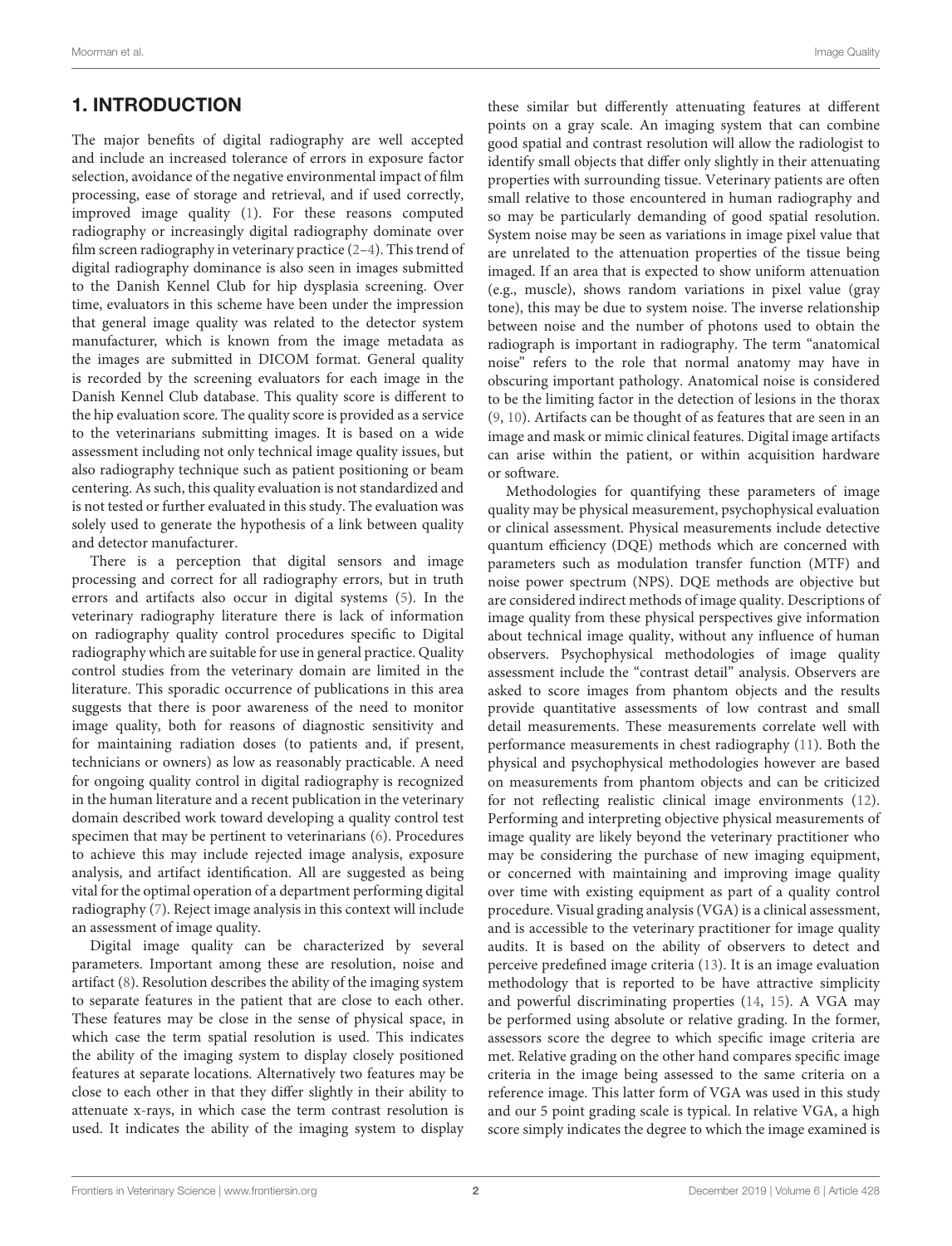## 1. INTRODUCTION

The major benefits of digital radiography are well accepted and include an increased tolerance of errors in exposure factor selection, avoidance of the negative environmental impact of film processing, ease of storage and retrieval, and if used correctly, improved image quality (1). For these reasons computed radiography or increasingly digital radiography dominate over film screen radiography in veterinary practice (2–4). This trend of digital radiography dominance is also seen in images submitted to the Danish Kennel Club for hip dysplasia screening. Over time, evaluators in this scheme have been under the impression that general image quality was related to the detector system manufacturer, which is known from the image metadata as the images are submitted in DICOM format. General quality is recorded by the screening evaluators for each image in the Danish Kennel Club database. This quality score is different to the hip evaluation score. The quality score is provided as a service to the veterinarians submitting images. It is based on a wide assessment including not only technical image quality issues, but also radiography technique such as patient positioning or beam centering. As such, this quality evaluation is not standardized and is not tested or further evaluated in this study. The evaluation was solely used to generate the hypothesis of a link between quality and detector manufacturer.

There is a perception that digital sensors and image processing and correct for all radiography errors, but in truth errors and artifacts also occur in digital systems (5). In the veterinary radiography literature there is lack of information on radiography quality control procedures specific to Digital radiography which are suitable for use in general practice. Quality control studies from the veterinary domain are limited in the literature. This sporadic occurrence of publications in this area suggests that there is poor awareness of the need to monitor image quality, both for reasons of diagnostic sensitivity and for maintaining radiation doses (to patients and, if present, technicians or owners) as low as reasonably practicable. A need for ongoing quality control in digital radiography is recognized in the human literature and a recent publication in the veterinary domain described work toward developing a quality control test specimen that may be pertinent to veterinarians (6). Procedures to achieve this may include rejected image analysis, exposure analysis, and artifact identification. All are suggested as being vital for the optimal operation of a department performing digital radiography (7). Reject image analysis in this context will include an assessment of image quality.

Digital image quality can be characterized by several parameters. Important among these are resolution, noise and artifact (8). Resolution describes the ability of the imaging system to separate features in the patient that are close to each other. These features may be close in the sense of physical space, in which case the term spatial resolution is used. This indicates the ability of the imaging system to display closely positioned features at separate locations. Alternatively two features may be close to each other in that they differ slightly in their ability to attenuate x-rays, in which case the term contrast resolution is used. It indicates the ability of the imaging system to display these similar but differently attenuating features at different points on a gray scale. An imaging system that can combine good spatial and contrast resolution will allow the radiologist to identify small objects that differ only slightly in their attenuating properties with surrounding tissue. Veterinary patients are often small relative to those encountered in human radiography and so may be particularly demanding of good spatial resolution. System noise may be seen as variations in image pixel value that are unrelated to the attenuation properties of the tissue being imaged. If an area that is expected to show uniform attenuation (e.g., muscle), shows random variations in pixel value (gray tone), this may be due to system noise. The inverse relationship between noise and the number of photons used to obtain the radiograph is important in radiography. The term "anatomical noise" refers to the role that normal anatomy may have in obscuring important pathology. Anatomical noise is considered to be the limiting factor in the detection of lesions in the thorax (9, 10). Artifacts can be thought of as features that are seen in an image and mask or mimic clinical features. Digital image artifacts can arise within the patient, or within acquisition hardware or software.

Methodologies for quantifying these parameters of image quality may be physical measurement, psychophysical evaluation or clinical assessment. Physical measurements include detective quantum efficiency (DQE) methods which are concerned with parameters such as modulation transfer function (MTF) and noise power spectrum (NPS). DQE methods are objective but are considered indirect methods of image quality. Descriptions of image quality from these physical perspectives give information about technical image quality, without any influence of human observers. Psychophysical methodologies of image quality assessment include the "contrast detail" analysis. Observers are asked to score images from phantom objects and the results provide quantitative assessments of low contrast and small detail measurements. These measurements correlate well with performance measurements in chest radiography (11). Both the physical and psychophysical methodologies however are based on measurements from phantom objects and can be criticized for not reflecting realistic clinical image environments (12). Performing and interpreting objective physical measurements of image quality are likely beyond the veterinary practitioner who may be considering the purchase of new imaging equipment, or concerned with maintaining and improving image quality over time with existing equipment as part of a quality control procedure. Visual grading analysis (VGA) is a clinical assessment, and is accessible to the veterinary practitioner for image quality audits. It is based on the ability of observers to detect and perceive predefined image criteria (13). It is an image evaluation methodology that is reported to be have attractive simplicity and powerful discriminating properties (14, 15). A VGA may be performed using absolute or relative grading. In the former, assessors score the degree to which specific image criteria are met. Relative grading on the other hand compares specific image criteria in the image being assessed to the same criteria on a reference image. This latter form of VGA was used in this study and our 5 point grading scale is typical. In relative VGA, a high score simply indicates the degree to which the image examined is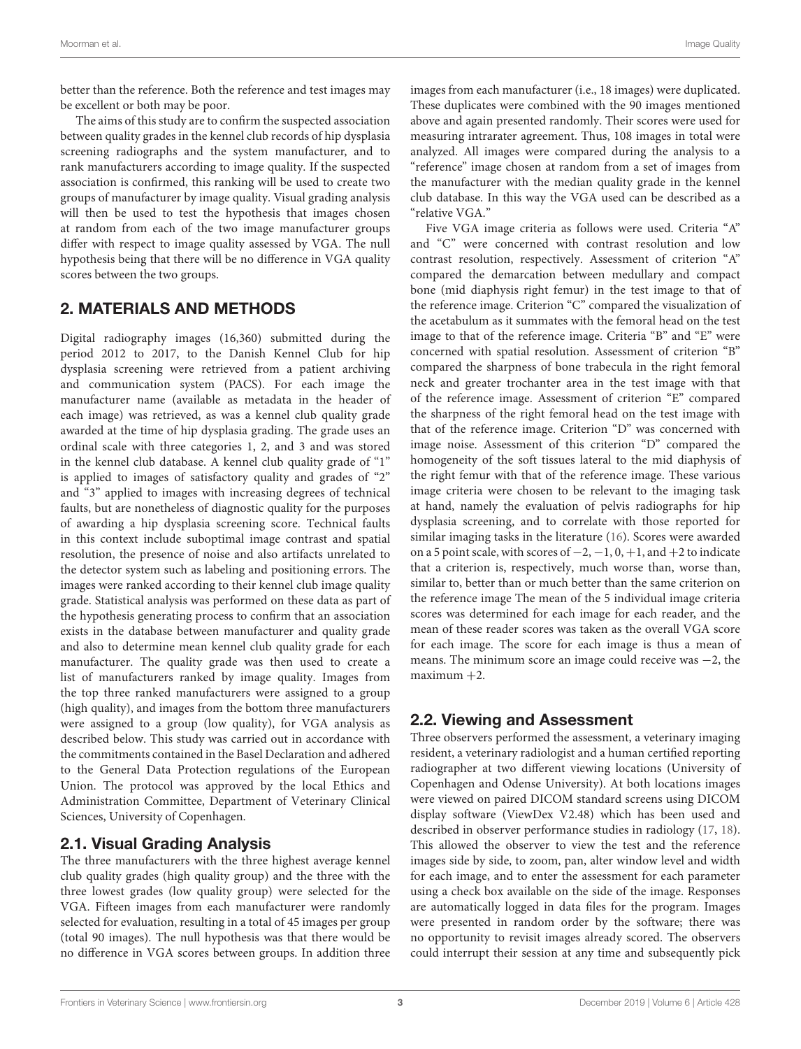better than the reference. Both the reference and test images may be excellent or both may be poor.

The aims of this study are to confirm the suspected association between quality grades in the kennel club records of hip dysplasia screening radiographs and the system manufacturer, and to rank manufacturers according to image quality. If the suspected association is confirmed, this ranking will be used to create two groups of manufacturer by image quality. Visual grading analysis will then be used to test the hypothesis that images chosen at random from each of the two image manufacturer groups differ with respect to image quality assessed by VGA. The null hypothesis being that there will be no difference in VGA quality scores between the two groups.

## 2. MATERIALS AND METHODS

Digital radiography images (16,360) submitted during the period 2012 to 2017, to the Danish Kennel Club for hip dysplasia screening were retrieved from a patient archiving and communication system (PACS). For each image the manufacturer name (available as metadata in the header of each image) was retrieved, as was a kennel club quality grade awarded at the time of hip dysplasia grading. The grade uses an ordinal scale with three categories 1, 2, and 3 and was stored in the kennel club database. A kennel club quality grade of "1" is applied to images of satisfactory quality and grades of "2" and "3" applied to images with increasing degrees of technical faults, but are nonetheless of diagnostic quality for the purposes of awarding a hip dysplasia screening score. Technical faults in this context include suboptimal image contrast and spatial resolution, the presence of noise and also artifacts unrelated to the detector system such as labeling and positioning errors. The images were ranked according to their kennel club image quality grade. Statistical analysis was performed on these data as part of the hypothesis generating process to confirm that an association exists in the database between manufacturer and quality grade and also to determine mean kennel club quality grade for each manufacturer. The quality grade was then used to create a list of manufacturers ranked by image quality. Images from the top three ranked manufacturers were assigned to a group (high quality), and images from the bottom three manufacturers were assigned to a group (low quality), for VGA analysis as described below. This study was carried out in accordance with the commitments contained in the Basel Declaration and adhered to the General Data Protection regulations of the European Union. The protocol was approved by the local Ethics and Administration Committee, Department of Veterinary Clinical Sciences, University of Copenhagen.

### 2.1. Visual Grading Analysis

The three manufacturers with the three highest average kennel club quality grades (high quality group) and the three with the three lowest grades (low quality group) were selected for the VGA. Fifteen images from each manufacturer were randomly selected for evaluation, resulting in a total of 45 images per group (total 90 images). The null hypothesis was that there would be no difference in VGA scores between groups. In addition three images from each manufacturer (i.e., 18 images) were duplicated. These duplicates were combined with the 90 images mentioned above and again presented randomly. Their scores were used for measuring intrarater agreement. Thus, 108 images in total were analyzed. All images were compared during the analysis to a "reference" image chosen at random from a set of images from the manufacturer with the median quality grade in the kennel club database. In this way the VGA used can be described as a "relative VGA."

Five VGA image criteria as follows were used. Criteria "A" and "C" were concerned with contrast resolution and low contrast resolution, respectively. Assessment of criterion "A" compared the demarcation between medullary and compact bone (mid diaphysis right femur) in the test image to that of the reference image. Criterion "C" compared the visualization of the acetabulum as it summates with the femoral head on the test image to that of the reference image. Criteria "B" and "E" were concerned with spatial resolution. Assessment of criterion "B" compared the sharpness of bone trabecula in the right femoral neck and greater trochanter area in the test image with that of the reference image. Assessment of criterion "E" compared the sharpness of the right femoral head on the test image with that of the reference image. Criterion "D" was concerned with image noise. Assessment of this criterion "D" compared the homogeneity of the soft tissues lateral to the mid diaphysis of the right femur with that of the reference image. These various image criteria were chosen to be relevant to the imaging task at hand, namely the evaluation of pelvis radiographs for hip dysplasia screening, and to correlate with those reported for similar imaging tasks in the literature (16). Scores were awarded on a 5 point scale, with scores of −2, −1, 0, +1, and +2 to indicate that a criterion is, respectively, much worse than, worse than, similar to, better than or much better than the same criterion on the reference image The mean of the 5 individual image criteria scores was determined for each image for each reader, and the mean of these reader scores was taken as the overall VGA score for each image. The score for each image is thus a mean of means. The minimum score an image could receive was −2, the maximum +2.

### 2.2. Viewing and Assessment

Three observers performed the assessment, a veterinary imaging resident, a veterinary radiologist and a human certified reporting radiographer at two different viewing locations (University of Copenhagen and Odense University). At both locations images were viewed on paired DICOM standard screens using DICOM display software (ViewDex V2.48) which has been used and described in observer performance studies in radiology (17, 18). This allowed the observer to view the test and the reference images side by side, to zoom, pan, alter window level and width for each image, and to enter the assessment for each parameter using a check box available on the side of the image. Responses are automatically logged in data files for the program. Images were presented in random order by the software; there was no opportunity to revisit images already scored. The observers could interrupt their session at any time and subsequently pick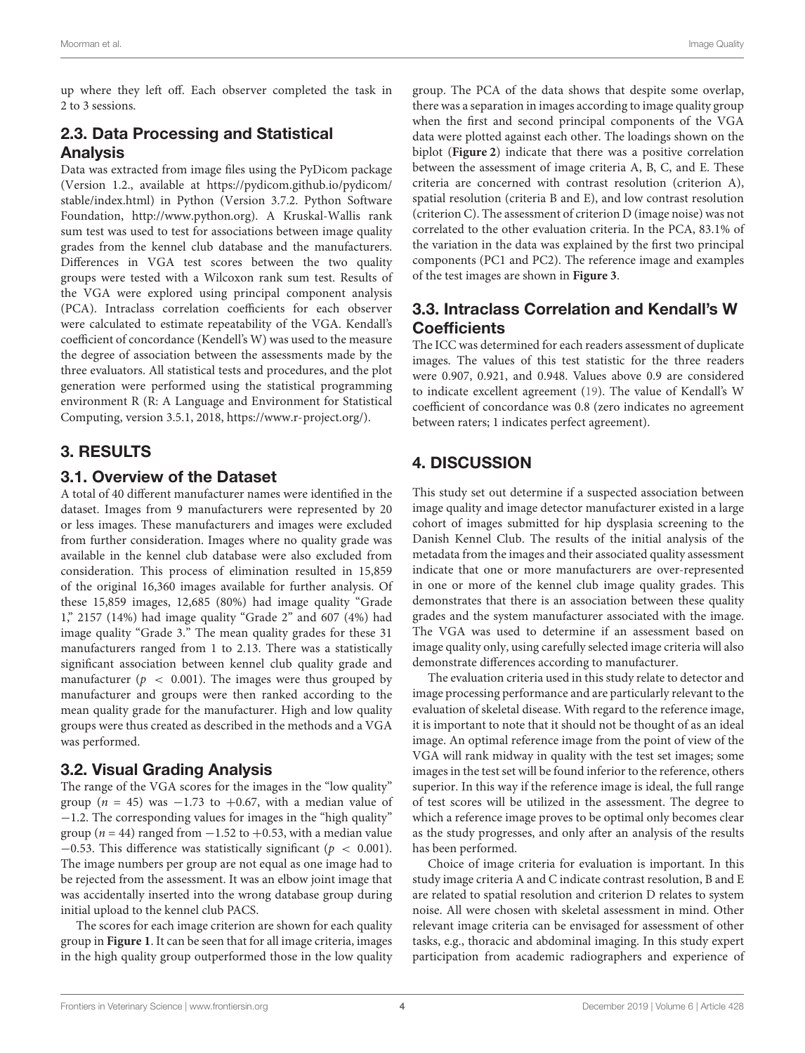up where they left off. Each observer completed the task in 2 to 3 sessions.

## 2.3. Data Processing and Statistical Analysis

Data was extracted from image files using the PyDicom package (Version 1.2., available at https://pydicom.github.io/pydicom/stable/index.html) in Python (Version 3.7.2. Python Software Foundation, http://www.python.org). A Kruskal-Wallis rank sum test was used to test for associations between image quality grades from the kennel club database and the manufacturers. Differences in VGA test scores between the two quality groups were tested with a Wilcoxon rank sum test. Results of the VGA were explored using principal component analysis (PCA). Intraclass correlation coefficients for each observer were calculated to estimate repeatability of the VGA. Kendall's coefficient of concordance (Kendell's W) was used to the measure the degree of association between the assessments made by the three evaluators. All statistical tests and procedures, and the plot generation were performed using the statistical programming environment R (R: A Language and Environment for Statistical Computing, version 3.5.1, 2018, https://www.r-project.org/).

# 3. RESULTS

## 3.1. Overview of the Dataset

A total of 40 different manufacturer names were identified in the dataset. Images from 9 manufacturers were represented by 20 or less images. These manufacturers and images were excluded from further consideration. Images where no quality grade was available in the kennel club database were also excluded from consideration. This process of elimination resulted in 15,859 of the original 16,360 images available for further analysis. Of these 15,859 images, 12,685 (80%) had image quality "Grade 1," 2157 (14%) had image quality "Grade 2" and 607 (4%) had image quality "Grade 3." The mean quality grades for these 31 manufacturers ranged from 1 to 2.13. There was a statistically significant association between kennel club quality grade and manufacturer ($p < 0.001$). The images were thus grouped by manufacturer and groups were then ranked according to the mean quality grade for the manufacturer. High and low quality groups were thus created as described in the methods and a VGA was performed.

## 3.2. Visual Grading Analysis

The range of the VGA scores for the images in the "low quality" group ($n = 45$) was $-1.73$ to $+0.67$, with a median value of $-1.2$. The corresponding values for images in the "high quality" group ($n = 44$) ranged from $-1.52$ to $+0.53$, with a median value $-0.53$. This difference was statistically significant ($p < 0.001$). The image numbers per group are not equal as one image had to be rejected from the assessment. It was an elbow joint image that was accidentally inserted into the wrong database group during initial upload to the kennel club PACS.

The scores for each image criterion are shown for each quality group in **Figure 1**. It can be seen that for all image criteria, images in the high quality group outperformed those in the low quality group. The PCA of the data shows that despite some overlap, there was a separation in images according to image quality group when the first and second principal components of the VGA data were plotted against each other. The loadings shown on the biplot (**Figure 2**) indicate that there was a positive correlation between the assessment of image criteria A, B, C, and E. These criteria are concerned with contrast resolution (criterion A), spatial resolution (criteria B and E), and low contrast resolution (criterion C). The assessment of criterion D (image noise) was not correlated to the other evaluation criteria. In the PCA, 83.1% of the variation in the data was explained by the first two principal components (PC1 and PC2). The reference image and examples of the test images are shown in **Figure 3**.

## 3.3. Intraclass Correlation and Kendall's W Coefficients

The ICC was determined for each readers assessment of duplicate images. The values of this test statistic for the three readers were 0.907, 0.921, and 0.948. Values above 0.9 are considered to indicate excellent agreement (19). The value of Kendall's W coefficient of concordance was 0.8 (zero indicates no agreement between raters; 1 indicates perfect agreement).

# 4. DISCUSSION

This study set out determine if a suspected association between image quality and image detector manufacturer existed in a large cohort of images submitted for hip dysplasia screening to the Danish Kennel Club. The results of the initial analysis of the metadata from the images and their associated quality assessment indicate that one or more manufacturers are over-represented in one or more of the kennel club image quality grades. This demonstrates that there is an association between these quality grades and the system manufacturer associated with the image. The VGA was used to determine if an assessment based on image quality only, using carefully selected image criteria will also demonstrate differences according to manufacturer.

The evaluation criteria used in this study relate to detector and image processing performance and are particularly relevant to the evaluation of skeletal disease. With regard to the reference image, it is important to note that it should not be thought of as an ideal image. An optimal reference image from the point of view of the VGA will rank midway in quality with the test set images; some images in the test set will be found inferior to the reference, others superior. In this way if the reference image is ideal, the full range of test scores will be utilized in the assessment. The degree to which a reference image proves to be optimal only becomes clear as the study progresses, and only after an analysis of the results has been performed.

Choice of image criteria for evaluation is important. In this study image criteria A and C indicate contrast resolution, B and E are related to spatial resolution and criterion D relates to system noise. All were chosen with skeletal assessment in mind. Other relevant image criteria can be envisaged for assessment of other tasks, e.g., thoracic and abdominal imaging. In this study expert participation from academic radiographers and experience of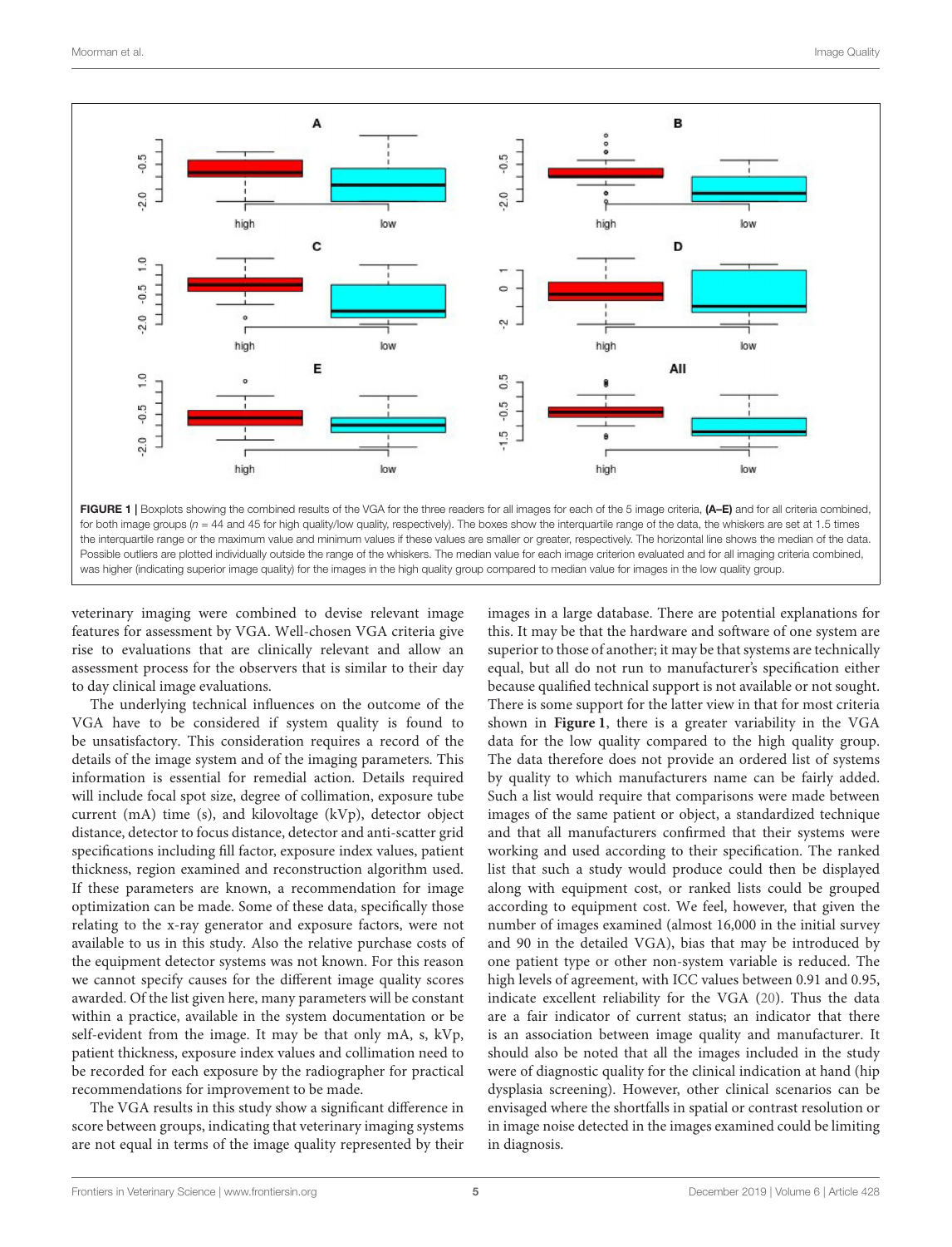A

-0.5
-2.0

high
low

B

-0.5
-2.0

high
low

C

1.0
-0.5
-2.0

high
low

D

1
0
-2

high
low

E

1.0
-0.5
-2.0

high
low

All

0.5
-0.5
-1.5

high
low

**FIGURE 1** | Boxplots showing the combined results of the VGA for the three readers for all images for each of the 5 image criteria, **(A–E)** and for all criteria combined, for both image groups (*n* = 44 and 45 for high quality/low quality, respectively). The boxes show the interquartile range of the data, the whiskers are set at 1.5 times the interquartile range or the maximum value and minimum values if these values are smaller or greater, respectively. The horizontal line shows the median of the data. Possible outliers are plotted individually outside the range of the whiskers. The median value for each image criterion evaluated and for all imaging criteria combined, was higher (indicating superior image quality) for the images in the high quality group compared to median value for images in the low quality group.

veterinary imaging were combined to devise relevant image features for assessment by VGA. Well-chosen VGA criteria give rise to evaluations that are clinically relevant and allow an assessment process for the observers that is similar to their day to day clinical image evaluations.

The underlying technical influences on the outcome of the VGA have to be considered if system quality is found to be unsatisfactory. This consideration requires a record of the details of the image system and of the imaging parameters. This information is essential for remedial action. Details required will include focal spot size, degree of collimation, exposure tube current (mA) time (s), and kilovoltage (kVp), detector object distance, detector to focus distance, detector and anti-scatter grid specifications including fill factor, exposure index values, patient thickness, region examined and reconstruction algorithm used. If these parameters are known, a recommendation for image optimization can be made. Some of these data, specifically those relating to the x-ray generator and exposure factors, were not available to us in this study. Also the relative purchase costs of the equipment detector systems was not known. For this reason we cannot specify causes for the different image quality scores awarded. Of the list given here, many parameters will be constant within a practice, available in the system documentation or be self-evident from the image. It may be that only mA, s, kVp, patient thickness, exposure index values and collimation need to be recorded for each exposure by the radiographer for practical recommendations for improvement to be made.

The VGA results in this study show a significant difference in score between groups, indicating that veterinary imaging systems are not equal in terms of the image quality represented by their images in a large database. There are potential explanations for this. It may be that the hardware and software of one system are superior to those of another; it may be that systems are technically equal, but all do not run to manufacturer's specification either because qualified technical support is not available or not sought. There is some support for the latter view in that for most criteria shown in **Figure 1**, there is a greater variability in the VGA data for the low quality compared to the high quality group. The data therefore does not provide an ordered list of systems by quality to which manufacturers name can be fairly added. Such a list would require that comparisons were made between images of the same patient or object, a standardized technique and that all manufacturers confirmed that their systems were working and used according to their specification. The ranked list that such a study would produce could then be displayed along with equipment cost, or ranked lists could be grouped according to equipment cost. We feel, however, that given the number of images examined (almost 16,000 in the initial survey and 90 in the detailed VGA), bias that may be introduced by one patient type or other non-system variable is reduced. The high levels of agreement, with ICC values between 0.91 and 0.95, indicate excellent reliability for the VGA (20). Thus the data are a fair indicator of current status; an indicator that there is an association between image quality and manufacturer. It should also be noted that all the images included in the study were of diagnostic quality for the clinical indication at hand (hip dysplasia screening). However, other clinical scenarios can be envisaged where the shortfalls in spatial or contrast resolution or in image noise detected in the images examined could be limiting in diagnosis.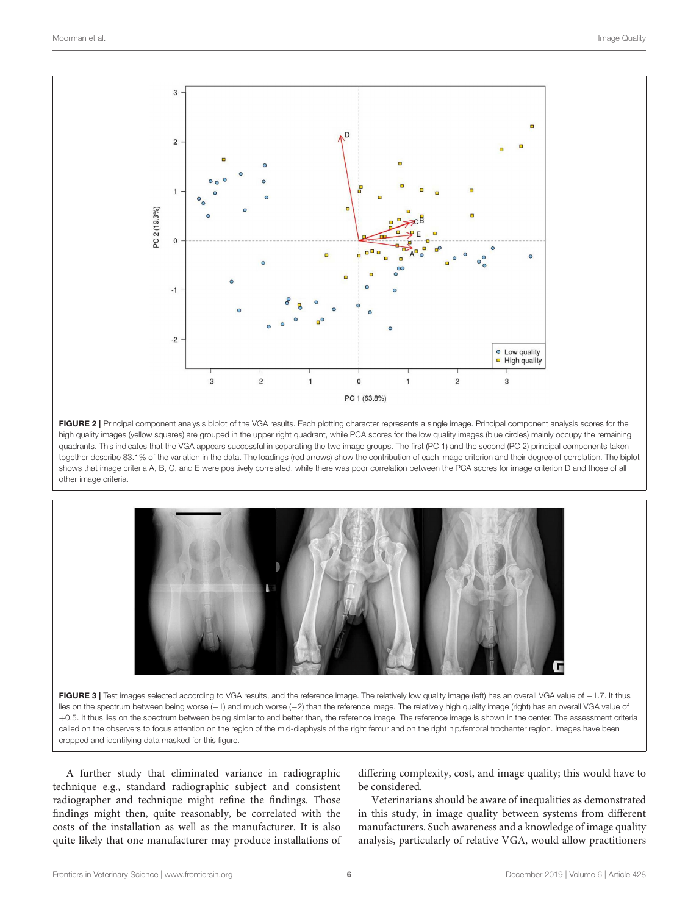**FIGURE 2 |** Principal component analysis biplot of the VGA results. Each plotting character represents a single image. Principal component analysis scores for the high quality images (yellow squares) are grouped in the upper right quadrant, while PCA scores for the low quality images (blue circles) mainly occupy the remaining quadrants. This indicates that the VGA appears successful in separating the two image groups. The first (PC 1) and the second (PC 2) principal components taken together describe 83.1% of the variation in the data. The loadings (red arrows) show the contribution of each image criterion and their degree of correlation. The biplot shows that image criteria A, B, C, and E were positively correlated, while there was poor correlation between the PCA scores for image criterion D and those of all other image criteria.

**FIGURE 3 |** Test images selected according to VGA results, and the reference image. The relatively low quality image (left) has an overall VGA value of −1.7. It thus lies on the spectrum between being worse (−1) and much worse (−2) than the reference image. The relatively high quality image (right) has an overall VGA value of +0.5. It thus lies on the spectrum between being similar to and better than, the reference image. The reference image is shown in the center. The assessment criteria called on the observers to focus attention on the region of the mid-diaphysis of the right femur and on the right hip/femoral trochanter region. Images have been cropped and identifying data masked for this figure.

A further study that eliminated variance in radiographic technique e.g., standard radiographic subject and consistent radiographer and technique might refine the findings. Those findings might then, quite reasonably, be correlated with the costs of the installation as well as the manufacturer. It is also quite likely that one manufacturer may produce installations of differing complexity, cost, and image quality; this would have to be considered.

Veterinarians should be aware of inequalities as demonstrated in this study, in image quality between systems from different manufacturers. Such awareness and a knowledge of image quality analysis, particularly of relative VGA, would allow practitioners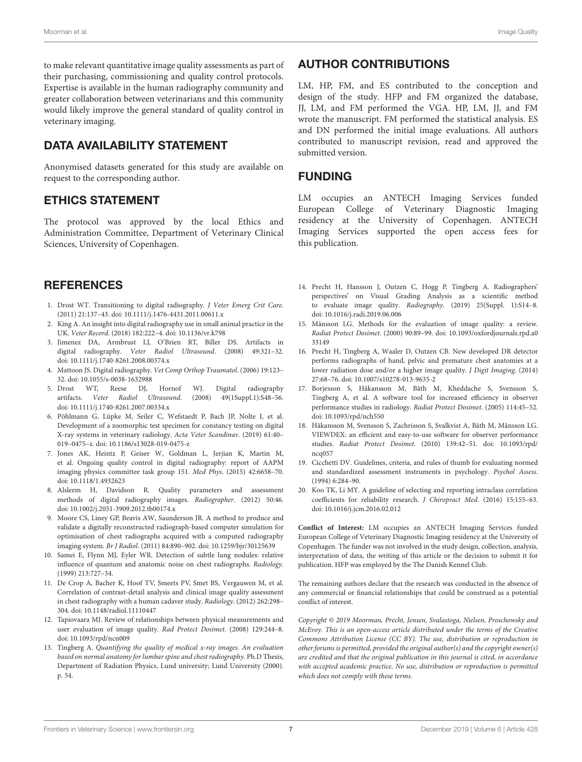to make relevant quantitative image quality assessments as part of their purchasing, commissioning and quality control protocols. Expertise is available in the human radiography community and greater collaboration between veterinarians and this community would likely improve the general standard of quality control in veterinary imaging.

## DATA AVAILABILITY STATEMENT

Anonymised datasets generated for this study are available on request to the corresponding author.

## ETHICS STATEMENT

The protocol was approved by the local Ethics and Administration Committee, Department of Veterinary Clinical Sciences, University of Copenhagen.

## AUTHOR CONTRIBUTIONS

LM, HP, FM, and ES contributed to the conception and design of the study. HFP and FM organized the database, JJ, LM, and FM performed the VGA. HP, LM, JJ, and FM wrote the manuscript. FM performed the statistical analysis. ES and DN performed the initial image evaluations. All authors contributed to manuscript revision, read and approved the submitted version.

## FUNDING

LM occupies an ANTECH Imaging Services funded European College of Veterinary Diagnostic Imaging residency at the University of Copenhagen. ANTECH Imaging Services supported the open access fees for this publication.

## REFERENCES

1. Drost WT. Transitioning to digital radiography. *J Veter Emerg Crit Care*. (2011) 21:137–43. doi: 10.1111/j.1476-4431.2011.00611.x
2. King A. An insight into digital radiography use in small animal practice in the UK. *Veter Record*. (2018) 182:222–4. doi: 10.1136/vr.k798
3. Jimenez DA, Armbrust LJ, O'Brien RT, Biller DS. Artifacts in digital radiography. *Veter Radiol Ultrasound*. (2008) 49:321–32. doi: 10.1111/j.1740-8261.2008.00374.x
4. Mattoon JS. Digital radiography. *Vet Comp Orthop Traumatol*. (2006) 19:123–32. doi: 10.1055/s-0038-1632988
5. Drost WT, Reese DJ, Hornof WJ. Digital radiography artifacts. *Veter Radiol Ultrasound*. (2008) 49(1Suppl.1):S48–56. doi: 10.1111/j.1740-8261.2007.00334.x
6. Pöhlmann G, Lüpke M, Seiler C, Wefstaedt P, Bach JP, Nolte I, et al. Development of a zoomorphic test specimen for constancy testing on digital X-ray systems in veterinary radiology. *Acta Veter Scandinav*. (2019) 61:40–019–0475–z. doi: 10.1186/s13028-019-0475-z
7. Jones AK, Heintz P, Geiser W, Goldman L, Jerjian K, Martin M, et al. Ongoing quality control in digital radiography: report of AAPM imaging physics committee task group 151. *Med Phys*. (2015) 42:6658–70. doi: 10.1118/1.4932623
8. Alsleem H, Davidson R. Quality parameters and assessment methods of digital radiography images. *Radiographer*. (2012) 50:46. doi: 10.1002/j.2051-3909.2012.tb00174.x
9. Moore CS, Liney GP, Beavis AW, Saunderson JR. A method to produce and validate a digitally reconstructed radiograph-based computer simulation for optimisation of chest radiographs acquired with a computed radiography imaging system. *Br J Radiol*. (2011) 84:890–902. doi: 10.1259/bjr/30125639
10. Samei E, Flynn MJ, Eyler WR. Detection of subtle lung nodules: relative influence of quantum and anatomic noise on chest radiographs. *Radiology*. (1999) 213:727–34.
11. De Crop A, Bacher K, Hoof TV, Smeets PV, Smet BS, Vergauwen M, et al. Correlation of contrast-detail analysis and clinical image quality assessment in chest radiography with a human cadaver study. *Radiology*. (2012) 262:298–304. doi: 10.1148/radiol.11110447
12. Tapiovaara MJ. Review of relationships between physical measurements and user evaluation of image quality. *Rad Protect Dosimet*. (2008) 129:244–8. doi: 10.1093/rpd/ncn009
13. Tingberg A. *Quantifying the quality of medical x-ray images. An evaluation based on normal anatomy for lumbar spine and chest radiography*. Ph.D Thesis, Department of Radiation Physics, Lund university; Lund University (2000). p. 54.
14. Precht H, Hansson J, Outzen C, Hogg P, Tingberg A. Radiographers' perspectives' on Visual Grading Analysis as a scientific method to evaluate image quality. *Radiography*. (2019) 25(Suppl. 1):S14–8. doi: 10.1016/j.radi.2019.06.006
15. Månsson LG. Methods for the evaluation of image quality: a review. *Radiat Protect Dosimet*. (2000) 90:89–99. doi: 10.1093/oxfordjournals.rpd.a033149
16. Precht H, Tingberg A, Waaler D, Outzen CB. New developed DR detector performs radiographs of hand, pelvic and premature chest anatomies at a lower radiation dose and/or a higher image quality. *J Digit Imaging*. (2014) 27:68–76. doi: 10.1007/s10278-013-9635-2
17. Borjesson S, Håkansson M, Båth M, Kheddache S, Svensson S, Tingberg A, et al. A software tool for increased efficiency in observer performance studies in radiology. *Radiat Protect Dosimet*. (2005) 114:45–52. doi: 10.1093/rpd/nch550
18. Håkansson M, Svensson S, Zachrisson S, Svalkvist A, Båth M, Månsson LG. VIEWDEX: an efficient and easy-to-use software for observer performance studies. *Radiat Protect Dosimet*. (2010) 139:42–51. doi: 10.1093/rpd/ncq057
19. Cicchetti DV. Guidelines, criteria, and rules of thumb for evaluating normed and standardized assessment instruments in psychology. *Psychol Assess*. (1994) 6:284–90.
20. Koo TK, Li MY. A guideline of selecting and reporting intraclass correlation coefficients for reliability research. *J Chiropract Med*. (2016) 15:155–63. doi: 10.1016/j.jcm.2016.02.012

**Conflict of Interest:** LM occupies an ANTECH Imaging Services funded European College of Veterinary Diagnostic Imaging residency at the University of Copenhagen. The funder was not involved in the study design, collection, analysis, interpretation of data, the writing of this article or the decision to submit it for publication. HFP was employed by the The Danish Kennel Club.

The remaining authors declare that the research was conducted in the absence of any commercial or financial relationships that could be construed as a potential conflict of interest.

*Copyright © 2019 Moorman, Precht, Jensen, Svalastoga, Nielsen, Proschowsky and McEvoy. This is an open-access article distributed under the terms of the Creative Commons Attribution License (CC BY). The use, distribution or reproduction in other forums is permitted, provided the original author(s) and the copyright owner(s) are credited and that the original publication in this journal is cited, in accordance with accepted academic practice. No use, distribution or reproduction is permitted which does not comply with these terms.*